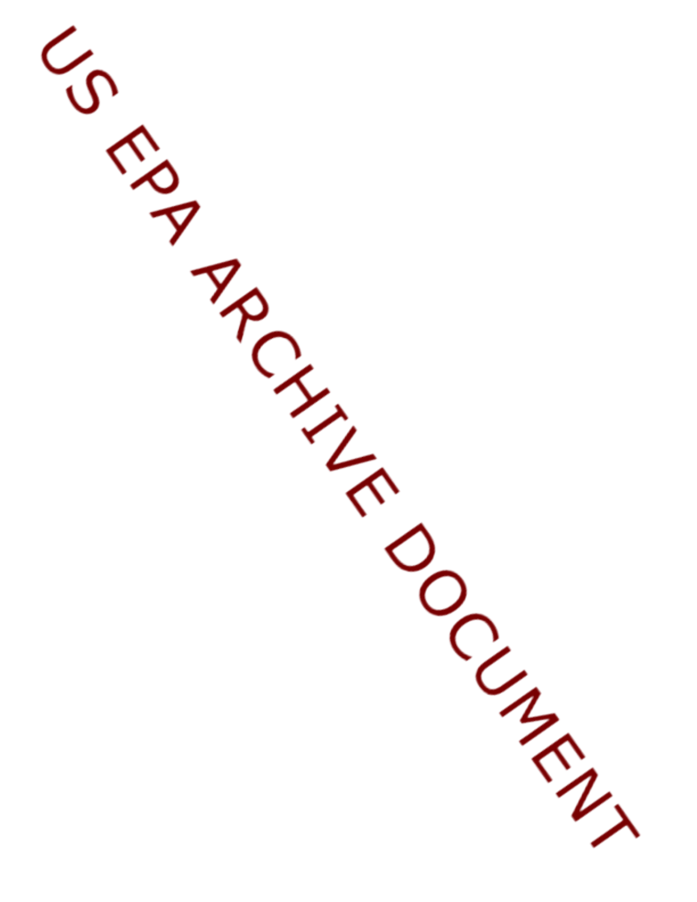US EPA ARCHIVE DOCUMENT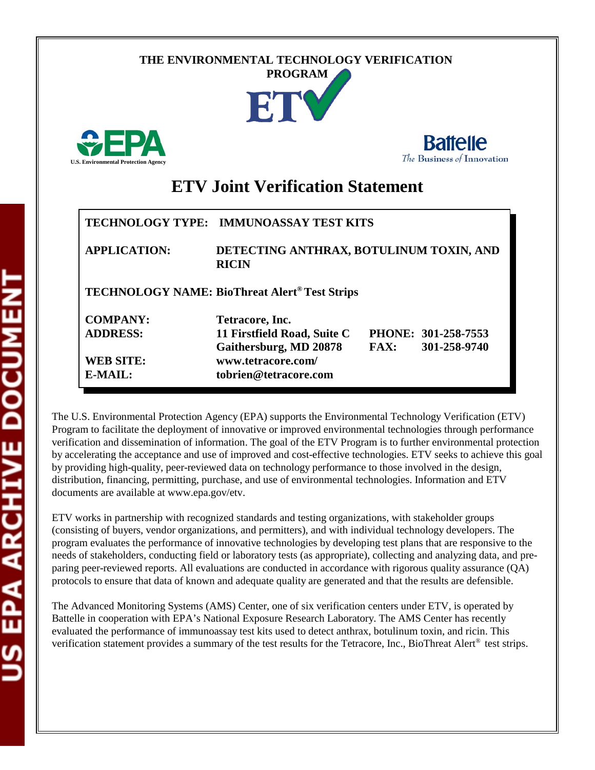THE ENVIRONMENTAL TECHNOLOGY VERIFICATION PROGRAM

ETV

U.S. Environmental Protection Agency

Battelle
*The Business of Innovation*

# ETV Joint Verification Statement

| | |
|---|---|
| **TECHNOLOGY TYPE:** | **IMMUNOASSAY TEST KITS** |
| **APPLICATION:** | **DETECTING ANTHRAX, BOTULINUM TOXIN, AND RICIN** |
| **TECHNOLOGY NAME:** | **BioThreat Alert® Test Strips** |
| **COMPANY:** | **Tetracore, Inc.** |
| **ADDRESS:** | **11 Firstfield Road, Suite C**<br>**Gaithersburg, MD 20878** |
| **PHONE:** | **301-258-7553** |
| **FAX:** | **301-258-9740** |
| **WEB SITE:** | **www.tetracore.com/** |
| **E-MAIL:** | **tobrien@tetracore.com** |

The U.S. Environmental Protection Agency (EPA) supports the Environmental Technology Verification (ETV) Program to facilitate the deployment of innovative or improved environmental technologies through performance verification and dissemination of information. The goal of the ETV Program is to further environmental protection by accelerating the acceptance and use of improved and cost-effective technologies. ETV seeks to achieve this goal by providing high-quality, peer-reviewed data on technology performance to those involved in the design, distribution, financing, permitting, purchase, and use of environmental technologies. Information and ETV documents are available at www.epa.gov/etv.

ETV works in partnership with recognized standards and testing organizations, with stakeholder groups (consisting of buyers, vendor organizations, and permitters), and with individual technology developers. The program evaluates the performance of innovative technologies by developing test plans that are responsive to the needs of stakeholders, conducting field or laboratory tests (as appropriate), collecting and analyzing data, and preparing peer-reviewed reports. All evaluations are conducted in accordance with rigorous quality assurance (QA) protocols to ensure that data of known and adequate quality are generated and that the results are defensible.

The Advanced Monitoring Systems (AMS) Center, one of six verification centers under ETV, is operated by Battelle in cooperation with EPA's National Exposure Research Laboratory. The AMS Center has recently evaluated the performance of immunoassay test kits used to detect anthrax, botulinum toxin, and ricin. This verification statement provides a summary of the test results for the Tetracore, Inc., BioThreat Alert® test strips.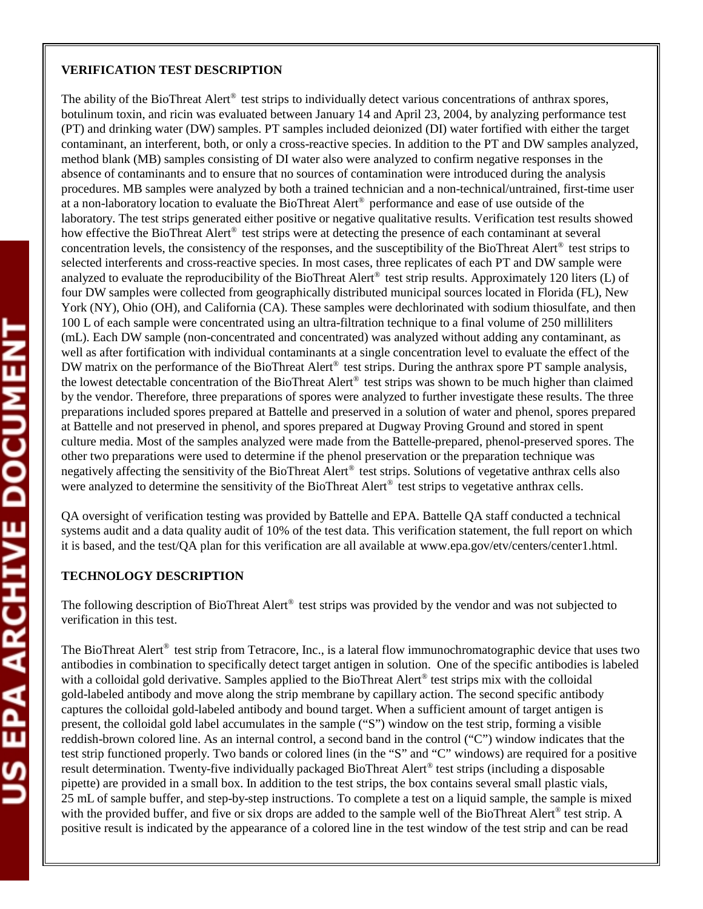## VERIFICATION TEST DESCRIPTION

The ability of the BioThreat Alert® test strips to individually detect various concentrations of anthrax spores, botulinum toxin, and ricin was evaluated between January 14 and April 23, 2004, by analyzing performance test (PT) and drinking water (DW) samples. PT samples included deionized (DI) water fortified with either the target contaminant, an interferent, both, or only a cross-reactive species. In addition to the PT and DW samples analyzed, method blank (MB) samples consisting of DI water also were analyzed to confirm negative responses in the absence of contaminants and to ensure that no sources of contamination were introduced during the analysis procedures. MB samples were analyzed by both a trained technician and a non-technical/untrained, first-time user at a non-laboratory location to evaluate the BioThreat Alert® performance and ease of use outside of the laboratory. The test strips generated either positive or negative qualitative results. Verification test results showed how effective the BioThreat Alert® test strips were at detecting the presence of each contaminant at several concentration levels, the consistency of the responses, and the susceptibility of the BioThreat Alert® test strips to selected interferents and cross-reactive species. In most cases, three replicates of each PT and DW sample were analyzed to evaluate the reproducibility of the BioThreat Alert® test strip results. Approximately 120 liters (L) of four DW samples were collected from geographically distributed municipal sources located in Florida (FL), New York (NY), Ohio (OH), and California (CA). These samples were dechlorinated with sodium thiosulfate, and then 100 L of each sample were concentrated using an ultra-filtration technique to a final volume of 250 milliliters (mL). Each DW sample (non-concentrated and concentrated) was analyzed without adding any contaminant, as well as after fortification with individual contaminants at a single concentration level to evaluate the effect of the DW matrix on the performance of the BioThreat Alert® test strips. During the anthrax spore PT sample analysis, the lowest detectable concentration of the BioThreat Alert® test strips was shown to be much higher than claimed by the vendor. Therefore, three preparations of spores were analyzed to further investigate these results. The three preparations included spores prepared at Battelle and preserved in a solution of water and phenol, spores prepared at Battelle and not preserved in phenol, and spores prepared at Dugway Proving Ground and stored in spent culture media. Most of the samples analyzed were made from the Battelle-prepared, phenol-preserved spores. The other two preparations were used to determine if the phenol preservation or the preparation technique was negatively affecting the sensitivity of the BioThreat Alert® test strips. Solutions of vegetative anthrax cells also were analyzed to determine the sensitivity of the BioThreat Alert® test strips to vegetative anthrax cells.

QA oversight of verification testing was provided by Battelle and EPA. Battelle QA staff conducted a technical systems audit and a data quality audit of 10% of the test data. This verification statement, the full report on which it is based, and the test/QA plan for this verification are all available at www.epa.gov/etv/centers/center1.html.

## TECHNOLOGY DESCRIPTION

The following description of BioThreat Alert® test strips was provided by the vendor and was not subjected to verification in this test.

The BioThreat Alert® test strip from Tetracore, Inc., is a lateral flow immunochromatographic device that uses two antibodies in combination to specifically detect target antigen in solution. One of the specific antibodies is labeled with a colloidal gold derivative. Samples applied to the BioThreat Alert® test strips mix with the colloidal gold-labeled antibody and move along the strip membrane by capillary action. The second specific antibody captures the colloidal gold-labeled antibody and bound target. When a sufficient amount of target antigen is present, the colloidal gold label accumulates in the sample ("S") window on the test strip, forming a visible reddish-brown colored line. As an internal control, a second band in the control ("C") window indicates that the test strip functioned properly. Two bands or colored lines (in the "S" and "C" windows) are required for a positive result determination. Twenty-five individually packaged BioThreat Alert® test strips (including a disposable pipette) are provided in a small box. In addition to the test strips, the box contains several small plastic vials, 25 mL of sample buffer, and step-by-step instructions. To complete a test on a liquid sample, the sample is mixed with the provided buffer, and five or six drops are added to the sample well of the BioThreat Alert® test strip. A positive result is indicated by the appearance of a colored line in the test window of the test strip and can be read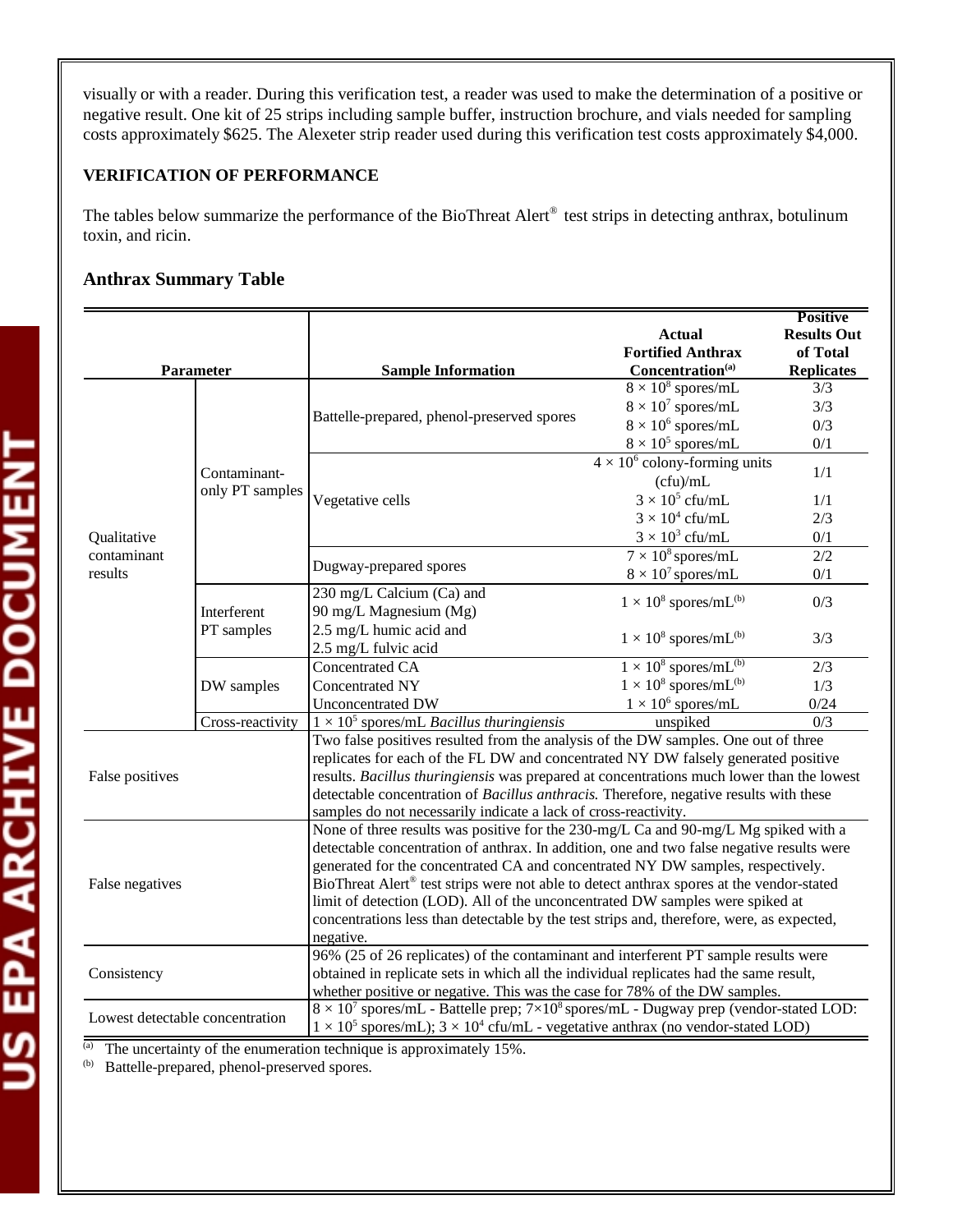visually or with a reader. During this verification test, a reader was used to make the determination of a positive or negative result. One kit of 25 strips including sample buffer, instruction brochure, and vials needed for sampling costs approximately $625. The Alexeter strip reader used during this verification test costs approximately $4,000.

**VERIFICATION OF PERFORMANCE**

The tables below summarize the performance of the BioThreat Alert® test strips in detecting anthrax, botulinum toxin, and ricin.

## Anthrax Summary Table

| Parameter | | Sample Information | Actual Fortified Anthrax Concentration[(a)] | Positive Results Out of Total Replicates |
|---|---|---|---|---|
| Qualitative contaminant results | Contaminant-only PT samples | Battelle-prepared, phenol-preserved spores | $8 \times 10^8$ spores/mL | 3/3 |
| | | | $8 \times 10^7$ spores/mL | 3/3 |
| | | | $8 \times 10^6$ spores/mL | 0/3 |
| | | | $8 \times 10^5$ spores/mL | 0/1 |
| | | Vegetative cells | $4 \times 10^6$ colony-forming units (cfu)/mL | 1/1 |
| | | | $3 \times 10^5$ cfu/mL | 1/1 |
| | | | $3 \times 10^4$ cfu/mL | 2/3 |
| | | | $3 \times 10^3$ cfu/mL | 0/1 |
| | | Dugway-prepared spores | $7 \times 10^8$ spores/mL | 2/2 |
| | | | $8 \times 10^7$ spores/mL | 0/1 |
| | Interferent PT samples | 230 mg/L Calcium (Ca) and 90 mg/L Magnesium (Mg) | $1 \times 10^8$ spores/mL[(b)] | 0/3 |
| | | 2.5 mg/L humic acid and 2.5 mg/L fulvic acid | $1 \times 10^8$ spores/mL[(b)] | 3/3 |
| | DW samples | Concentrated CA | $1 \times 10^8$ spores/mL[(b)] | 2/3 |
| | | Concentrated NY | $1 \times 10^8$ spores/mL[(b)] | 1/3 |
| | | Unconcentrated DW | $1 \times 10^6$ spores/mL | 0/24 |
| | Cross-reactivity | $1 \times 10^5$ spores/mL *Bacillus thuringiensis* | unspiked | 0/3 |
| False positives | | Two false positives resulted from the analysis of the DW samples. One out of three replicates for each of the FL DW and concentrated NY DW falsely generated positive results. *Bacillus thuringiensis* was prepared at concentrations much lower than the lowest detectable concentration of *Bacillus anthracis.* Therefore, negative results with these samples do not necessarily indicate a lack of cross-reactivity. | | |
| False negatives | | None of three results was positive for the 230-mg/L Ca and 90-mg/L Mg spiked with a detectable concentration of anthrax. In addition, one and two false negative results were generated for the concentrated CA and concentrated NY DW samples, respectively. BioThreat Alert® test strips were not able to detect anthrax spores at the vendor-stated limit of detection (LOD). All of the unconcentrated DW samples were spiked at concentrations less than detectable by the test strips and, therefore, were, as expected, negative. | | |
| Consistency | | 96% (25 of 26 replicates) of the contaminant and interferent PT sample results were obtained in replicate sets in which all the individual replicates had the same result, whether positive or negative. This was the case for 78% of the DW samples. | | |
| Lowest detectable concentration | | $8 \times 10^7$ spores/mL - Battelle prep; $7 \times 10^8$ spores/mL - Dugway prep (vendor-stated LOD: $1 \times 10^5$ spores/mL); $3 \times 10^4$ cfu/mL - vegetative anthrax (no vendor-stated LOD) | | |

[(a)] The uncertainty of the enumeration technique is approximately 15%.

[(b)] Battelle-prepared, phenol-preserved spores.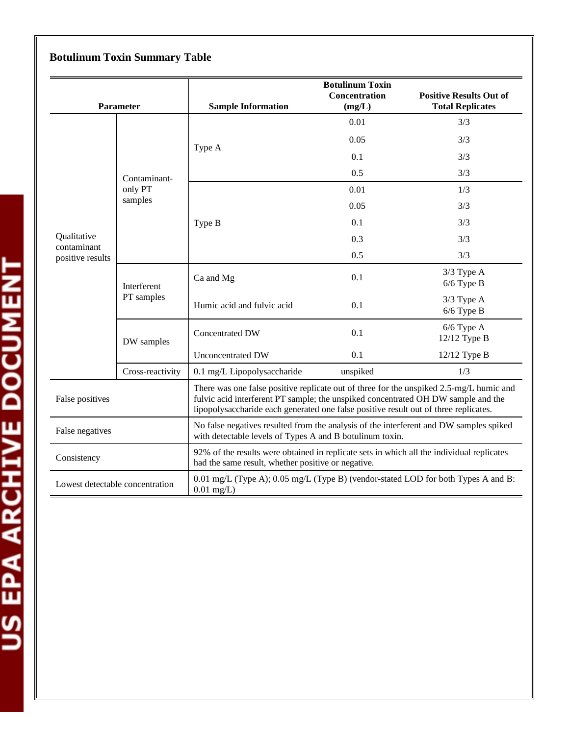## Botulinum Toxin Summary Table

| Parameter | | Sample Information | Botulinum Toxin Concentration (mg/L) | Positive Results Out of Total Replicates |
|---|---|---|---|---|
| Qualitative contaminant positive results | Contaminant-only PT samples | Type A | 0.01 | 3/3 |
| | | | 0.05 | 3/3 |
| | | | 0.1 | 3/3 |
| | | | 0.5 | 3/3 |
| | | Type B | 0.01 | 1/3 |
| | | | 0.05 | 3/3 |
| | | | 0.1 | 3/3 |
| | | | 0.3 | 3/3 |
| | | | 0.5 | 3/3 |
| | Interferent PT samples | Ca and Mg | 0.1 | 3/3 Type A<br>6/6 Type B |
| | | Humic acid and fulvic acid | 0.1 | 3/3 Type A<br>6/6 Type B |
| | DW samples | Concentrated DW | 0.1 | 6/6 Type A<br>12/12 Type B |
| | | Unconcentrated DW | 0.1 | 12/12 Type B |
| | Cross-reactivity | 0.1 mg/L Lipopolysaccharide | unspiked | 1/3 |
| False positives | | There was one false positive replicate out of three for the unspiked 2.5-mg/L humic and fulvic acid interferent PT sample; the unspiked concentrated OH DW sample and the lipopolysaccharide each generated one false positive result out of three replicates. | | |
| False negatives | | No false negatives resulted from the analysis of the interferent and DW samples spiked with detectable levels of Types A and B botulinum toxin. | | |
| Consistency | | 92% of the results were obtained in replicate sets in which all the individual replicates had the same result, whether positive or negative. | | |
| Lowest detectable concentration | | 0.01 mg/L (Type A); 0.05 mg/L (Type B) (vendor-stated LOD for both Types A and B: 0.01 mg/L) | | |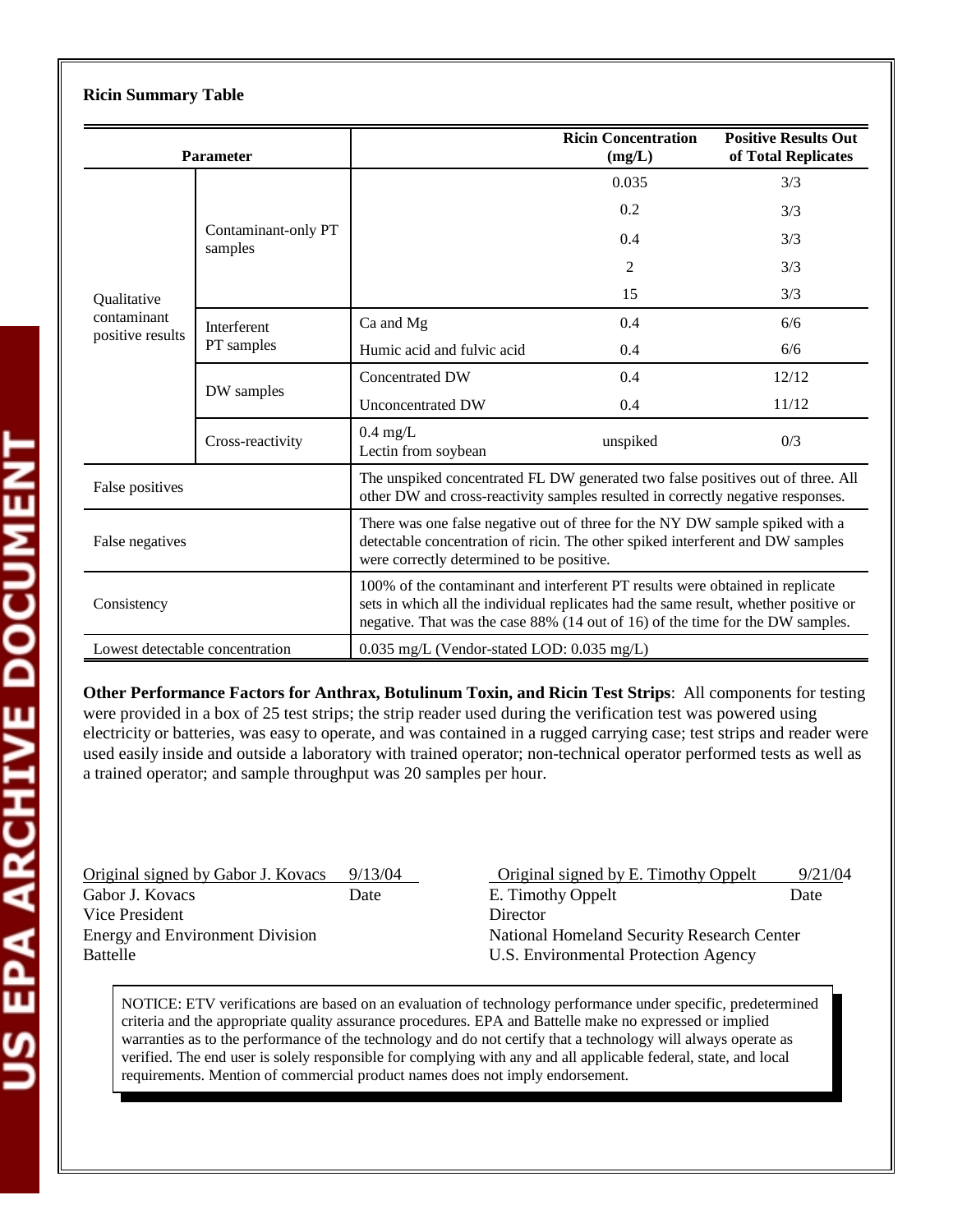**Ricin Summary Table**

| Parameter | | | Ricin Concentration (mg/L) | Positive Results Out of Total Replicates |
|---|---|---|---|---|
| Qualitative contaminant positive results | Contaminant-only PT samples | | 0.035 | 3/3 |
| | | | 0.2 | 3/3 |
| | | | 0.4 | 3/3 |
| | | | 2 | 3/3 |
| | | | 15 | 3/3 |
| | Interferent PT samples | Ca and Mg | 0.4 | 6/6 |
| | | Humic acid and fulvic acid | 0.4 | 6/6 |
| | DW samples | Concentrated DW | 0.4 | 12/12 |
| | | Unconcentrated DW | 0.4 | 11/12 |
| | Cross-reactivity | 0.4 mg/L Lectin from soybean | unspiked | 0/3 |
| False positives | | The unspiked concentrated FL DW generated two false positives out of three. All other DW and cross-reactivity samples resulted in correctly negative responses. | | |
| False negatives | | There was one false negative out of three for the NY DW sample spiked with a detectable concentration of ricin. The other spiked interferent and DW samples were correctly determined to be positive. | | |
| Consistency | | 100% of the contaminant and interferent PT results were obtained in replicate sets in which all the individual replicates had the same result, whether positive or negative. That was the case 88% (14 out of 16) of the time for the DW samples. | | |
| Lowest detectable concentration | | 0.035 mg/L (Vendor-stated LOD: 0.035 mg/L) | | |

**Other Performance Factors for Anthrax, Botulinum Toxin, and Ricin Test Strips**: All components for testing were provided in a box of 25 test strips; the strip reader used during the verification test was powered using electricity or batteries, was easy to operate, and was contained in a rugged carrying case; test strips and reader were used easily inside and outside a laboratory with trained operator; non-technical operator performed tests as well as a trained operator; and sample throughput was 20 samples per hour.

Original signed by Gabor J. Kovacs 9/13/04
Gabor J. Kovacs Date
Vice President
Energy and Environment Division
Battelle

Original signed by E. Timothy Oppelt 9/21/04
E. Timothy Oppelt Date
Director
National Homeland Security Research Center
U.S. Environmental Protection Agency

NOTICE: ETV verifications are based on an evaluation of technology performance under specific, predetermined criteria and the appropriate quality assurance procedures. EPA and Battelle make no expressed or implied warranties as to the performance of the technology and do not certify that a technology will always operate as verified. The end user is solely responsible for complying with any and all applicable federal, state, and local requirements. Mention of commercial product names does not imply endorsement.